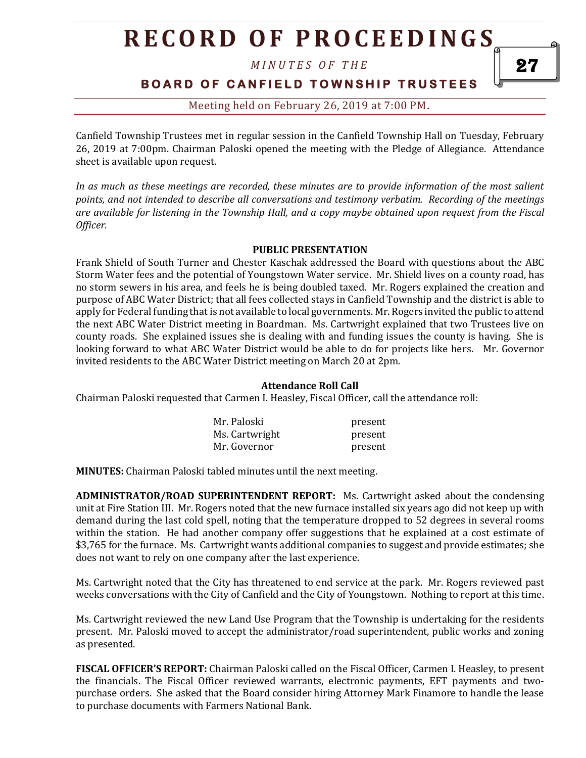# RECORD OF PROCEEDINGS

*MINUTES OF THE*

**BOARD OF CANFIELD TOWNSHIP TRUSTEES**

Meeting held on February 26, 2019 at 7:00 PM.

Canfield Township Trustees met in regular session in the Canfield Township Hall on Tuesday, February 26, 2019 at 7:00pm. Chairman Paloski opened the meeting with the Pledge of Allegiance. Attendance sheet is available upon request.

*In as much as these meetings are recorded, these minutes are to provide information of the most salient points, and not intended to describe all conversations and testimony verbatim. Recording of the meetings are available for listening in the Township Hall, and a copy maybe obtained upon request from the Fiscal Officer.*

**PUBLIC PRESENTATION**

Frank Shield of South Turner and Chester Kaschak addressed the Board with questions about the ABC Storm Water fees and the potential of Youngstown Water service. Mr. Shield lives on a county road, has no storm sewers in his area, and feels he is being doubled taxed. Mr. Rogers explained the creation and purpose of ABC Water District; that all fees collected stays in Canfield Township and the district is able to apply for Federal funding that is not available to local governments. Mr. Rogers invited the public to attend the next ABC Water District meeting in Boardman. Ms. Cartwright explained that two Trustees live on county roads. She explained issues she is dealing with and funding issues the county is having. She is looking forward to what ABC Water District would be able to do for projects like hers. Mr. Governor invited residents to the ABC Water District meeting on March 20 at 2pm.

**Attendance Roll Call**

Chairman Paloski requested that Carmen I. Heasley, Fiscal Officer, call the attendance roll:

| | |
|---|---|
| Mr. Paloski | present |
| Ms. Cartwright | present |
| Mr. Governor | present |

**MINUTES:** Chairman Paloski tabled minutes until the next meeting.

**ADMINISTRATOR/ROAD SUPERINTENDENT REPORT:** Ms. Cartwright asked about the condensing unit at Fire Station III. Mr. Rogers noted that the new furnace installed six years ago did not keep up with demand during the last cold spell, noting that the temperature dropped to 52 degrees in several rooms within the station. He had another company offer suggestions that he explained at a cost estimate of $3,765 for the furnace. Ms. Cartwright wants additional companies to suggest and provide estimates; she does not want to rely on one company after the last experience.

Ms. Cartwright noted that the City has threatened to end service at the park. Mr. Rogers reviewed past weeks conversations with the City of Canfield and the City of Youngstown. Nothing to report at this time.

Ms. Cartwright reviewed the new Land Use Program that the Township is undertaking for the residents present. Mr. Paloski moved to accept the administrator/road superintendent, public works and zoning as presented.

**FISCAL OFFICER'S REPORT:** Chairman Paloski called on the Fiscal Officer, Carmen I. Heasley, to present the financials. The Fiscal Officer reviewed warrants, electronic payments, EFT payments and two-purchase orders. She asked that the Board consider hiring Attorney Mark Finamore to handle the lease to purchase documents with Farmers National Bank.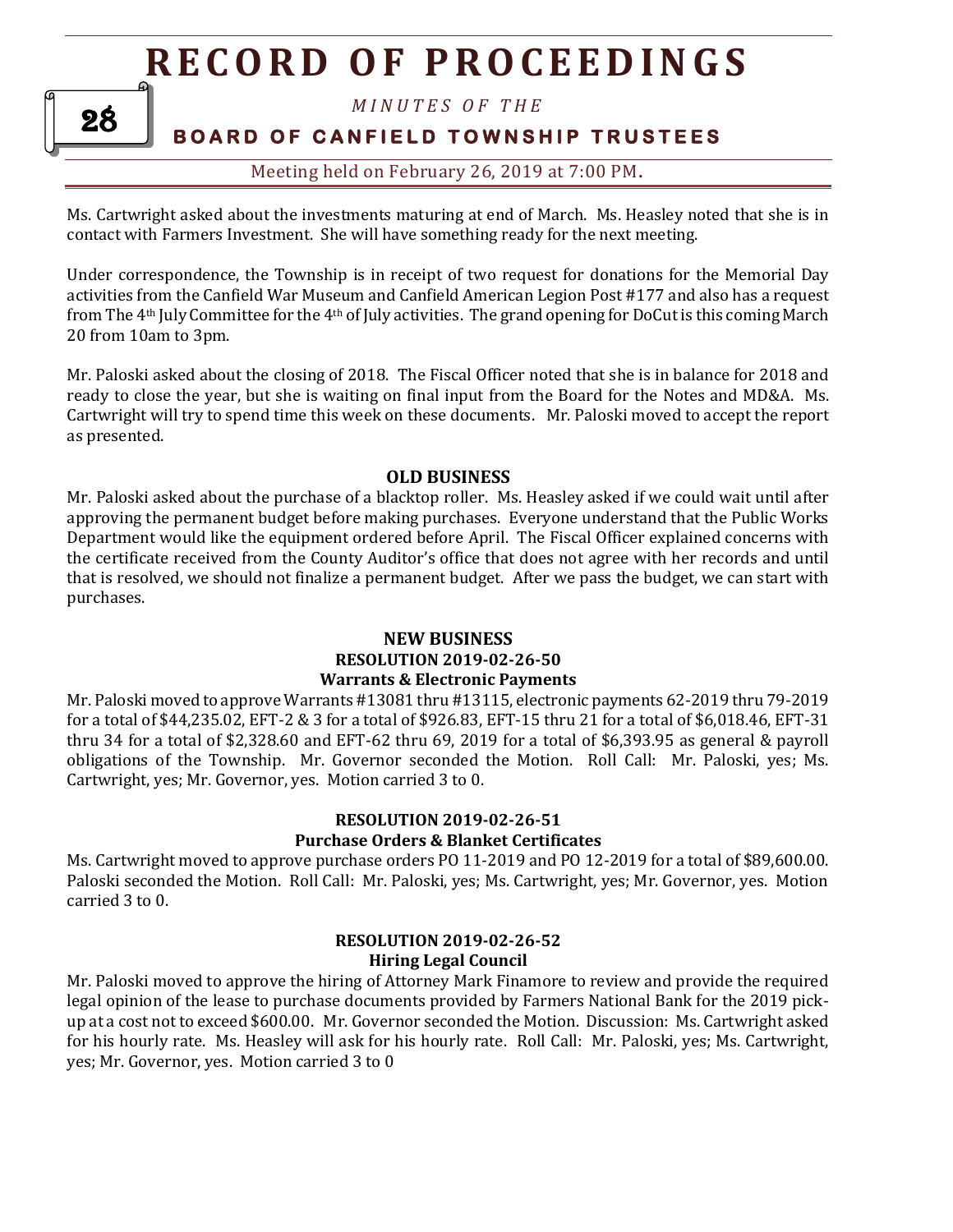Ms. Cartwright asked about the investments maturing at end of March. Ms. Heasley noted that she is in contact with Farmers Investment. She will have something ready for the next meeting.

Under correspondence, the Township is in receipt of two request for donations for the Memorial Day activities from the Canfield War Museum and Canfield American Legion Post #177 and also has a request from The 4th July Committee for the 4th of July activities. The grand opening for DoCut is this coming March 20 from 10am to 3pm.

Mr. Paloski asked about the closing of 2018. The Fiscal Officer noted that she is in balance for 2018 and ready to close the year, but she is waiting on final input from the Board for the Notes and MD&A. Ms. Cartwright will try to spend time this week on these documents. Mr. Paloski moved to accept the report as presented.

## OLD BUSINESS

Mr. Paloski asked about the purchase of a blacktop roller. Ms. Heasley asked if we could wait until after approving the permanent budget before making purchases. Everyone understand that the Public Works Department would like the equipment ordered before April. The Fiscal Officer explained concerns with the certificate received from the County Auditor's office that does not agree with her records and until that is resolved, we should not finalize a permanent budget. After we pass the budget, we can start with purchases.

## NEW BUSINESS

### RESOLUTION 2019-02-26-50
### Warrants & Electronic Payments

Mr. Paloski moved to approve Warrants #13081 thru #13115, electronic payments 62-2019 thru 79-2019 for a total of $44,235.02, EFT-2 & 3 for a total of $926.83, EFT-15 thru 21 for a total of $6,018.46, EFT-31 thru 34 for a total of $2,328.60 and EFT-62 thru 69, 2019 for a total of $6,393.95 as general & payroll obligations of the Township. Mr. Governor seconded the Motion. Roll Call: Mr. Paloski, yes; Ms. Cartwright, yes; Mr. Governor, yes. Motion carried 3 to 0.

### RESOLUTION 2019-02-26-51
### Purchase Orders & Blanket Certificates

Ms. Cartwright moved to approve purchase orders PO 11-2019 and PO 12-2019 for a total of $89,600.00. Paloski seconded the Motion. Roll Call: Mr. Paloski, yes; Ms. Cartwright, yes; Mr. Governor, yes. Motion carried 3 to 0.

### RESOLUTION 2019-02-26-52
### Hiring Legal Council

Mr. Paloski moved to approve the hiring of Attorney Mark Finamore to review and provide the required legal opinion of the lease to purchase documents provided by Farmers National Bank for the 2019 pick-up at a cost not to exceed $600.00. Mr. Governor seconded the Motion. Discussion: Ms. Cartwright asked for his hourly rate. Ms. Heasley will ask for his hourly rate. Roll Call: Mr. Paloski, yes; Ms. Cartwright, yes; Mr. Governor, yes. Motion carried 3 to 0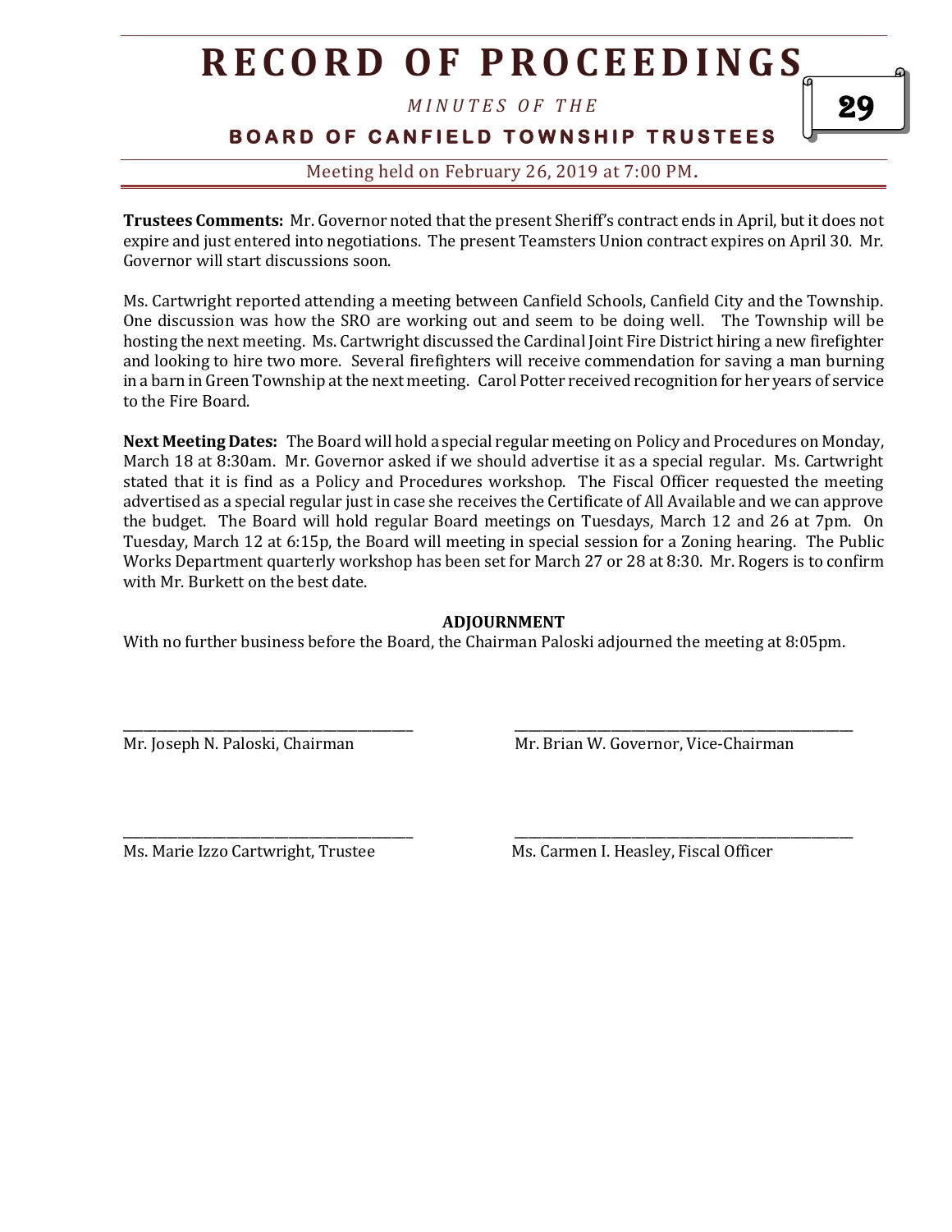**Trustees Comments:** Mr. Governor noted that the present Sheriff's contract ends in April, but it does not expire and just entered into negotiations. The present Teamsters Union contract expires on April 30. Mr. Governor will start discussions soon.

Ms. Cartwright reported attending a meeting between Canfield Schools, Canfield City and the Township. One discussion was how the SRO are working out and seem to be doing well. The Township will be hosting the next meeting. Ms. Cartwright discussed the Cardinal Joint Fire District hiring a new firefighter and looking to hire two more. Several firefighters will receive commendation for saving a man burning in a barn in Green Township at the next meeting. Carol Potter received recognition for her years of service to the Fire Board.

**Next Meeting Dates:** The Board will hold a special regular meeting on Policy and Procedures on Monday, March 18 at 8:30am. Mr. Governor asked if we should advertise it as a special regular. Ms. Cartwright stated that it is find as a Policy and Procedures workshop. The Fiscal Officer requested the meeting advertised as a special regular just in case she receives the Certificate of All Available and we can approve the budget. The Board will hold regular Board meetings on Tuesdays, March 12 and 26 at 7pm. On Tuesday, March 12 at 6:15p, the Board will meeting in special session for a Zoning hearing. The Public Works Department quarterly workshop has been set for March 27 or 28 at 8:30. Mr. Rogers is to confirm with Mr. Burkett on the best date.

**ADJOURNMENT**

With no further business before the Board, the Chairman Paloski adjourned the meeting at 8:05pm.

\_\_\_\_\_\_\_\_\_\_\_\_\_\_\_\_\_\_\_\_\_\_\_\_\_\_\_\_\_\_\_\_\_\_\_\_\_\_
Mr. Joseph N. Paloski, Chairman

\_\_\_\_\_\_\_\_\_\_\_\_\_\_\_\_\_\_\_\_\_\_\_\_\_\_\_\_\_\_\_\_\_\_\_\_\_\_
Mr. Brian W. Governor, Vice-Chairman

\_\_\_\_\_\_\_\_\_\_\_\_\_\_\_\_\_\_\_\_\_\_\_\_\_\_\_\_\_\_\_\_\_\_\_\_\_\_
Ms. Marie Izzo Cartwright, Trustee

\_\_\_\_\_\_\_\_\_\_\_\_\_\_\_\_\_\_\_\_\_\_\_\_\_\_\_\_\_\_\_\_\_\_\_\_\_\_
Ms. Carmen I. Heasley, Fiscal Officer